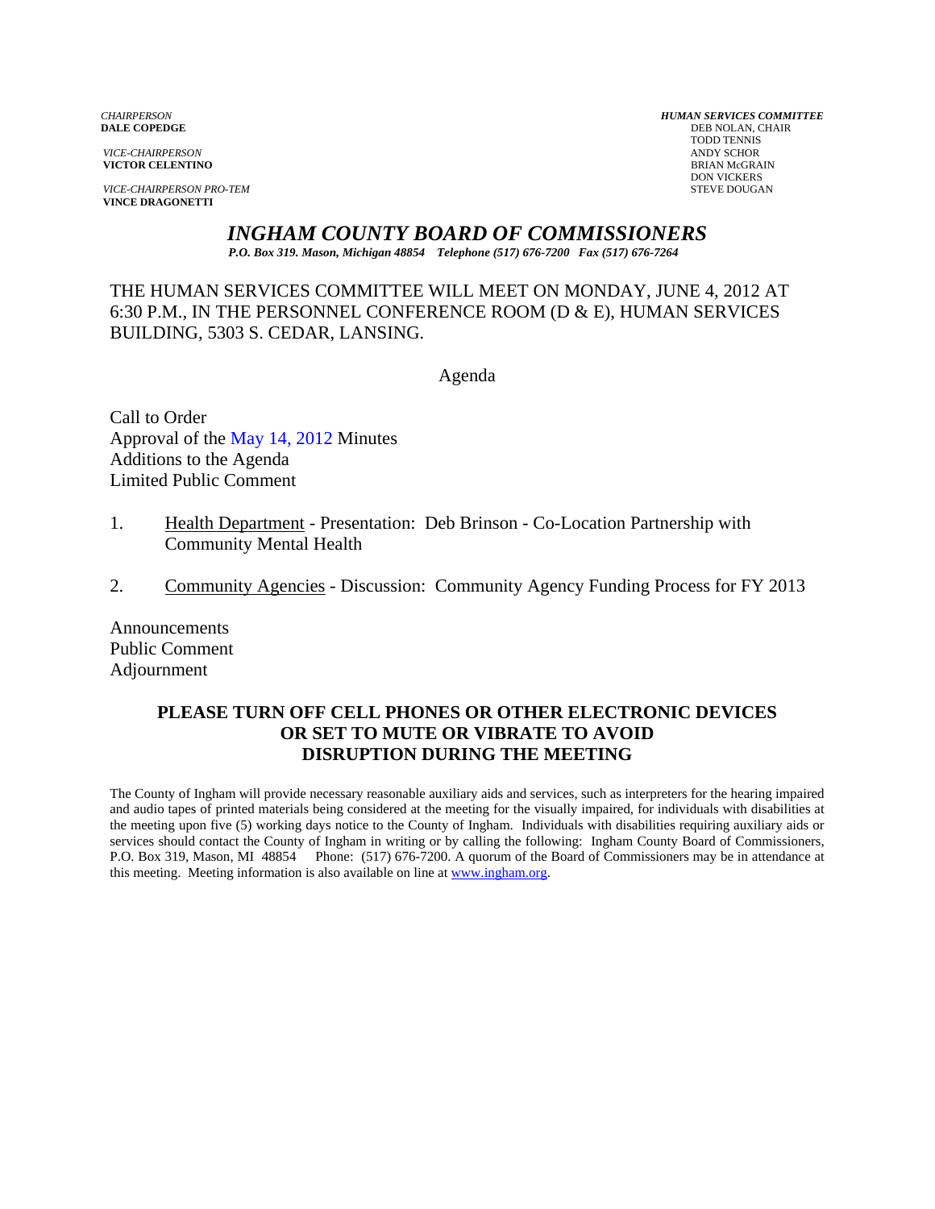*CHAIRPERSON*
**DALE COPEDGE**

*VICE-CHAIRPERSON*
**VICTOR CELENTINO**

*VICE-CHAIRPERSON PRO-TEM*
**VINCE DRAGONETTI**

***HUMAN SERVICES COMMITTEE***
DEB NOLAN, CHAIR
TODD TENNIS
ANDY SCHOR
BRIAN McGRAIN
DON VICKERS
STEVE DOUGAN

# *INGHAM COUNTY BOARD OF COMMISSIONERS*

***P.O. Box 319. Mason, Michigan 48854 Telephone (517) 676-7200 Fax (517) 676-7264***

THE HUMAN SERVICES COMMITTEE WILL MEET ON MONDAY, JUNE 4, 2012 AT 6:30 P.M., IN THE PERSONNEL CONFERENCE ROOM (D & E), HUMAN SERVICES BUILDING, 5303 S. CEDAR, LANSING.

Agenda

Call to Order
Approval of the May 14, 2012 Minutes
Additions to the Agenda
Limited Public Comment

1. Health Department - Presentation: Deb Brinson - Co-Location Partnership with Community Mental Health

2. Community Agencies - Discussion: Community Agency Funding Process for FY 2013

Announcements
Public Comment
Adjournment

**PLEASE TURN OFF CELL PHONES OR OTHER ELECTRONIC DEVICES OR SET TO MUTE OR VIBRATE TO AVOID DISRUPTION DURING THE MEETING**

The County of Ingham will provide necessary reasonable auxiliary aids and services, such as interpreters for the hearing impaired and audio tapes of printed materials being considered at the meeting for the visually impaired, for individuals with disabilities at the meeting upon five (5) working days notice to the County of Ingham. Individuals with disabilities requiring auxiliary aids or services should contact the County of Ingham in writing or by calling the following: Ingham County Board of Commissioners, P.O. Box 319, Mason, MI 48854 Phone: (517) 676-7200. A quorum of the Board of Commissioners may be in attendance at this meeting. Meeting information is also available on line at www.ingham.org.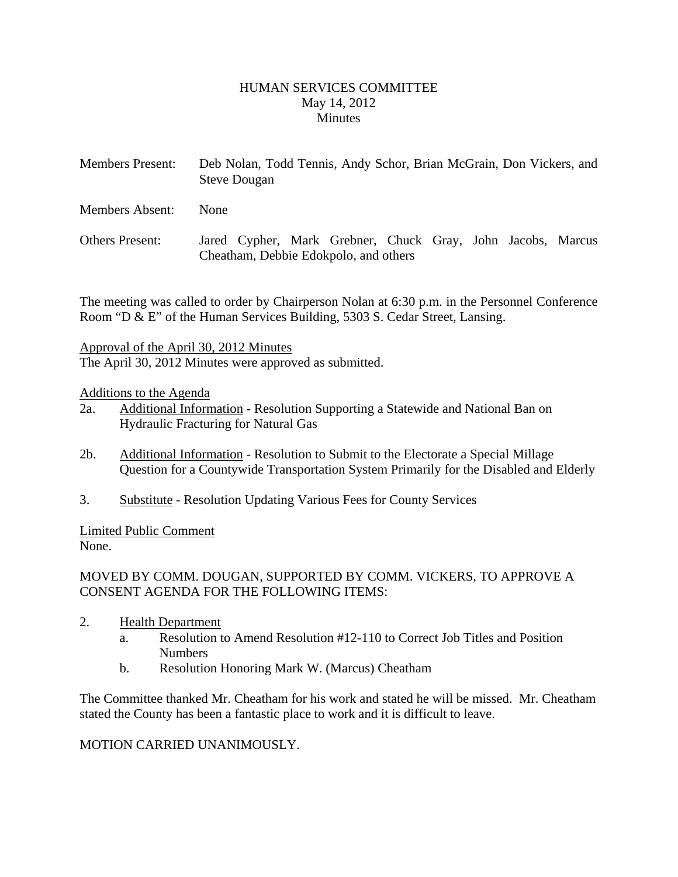# HUMAN SERVICES COMMITTEE
May 14, 2012
Minutes

Members Present: Deb Nolan, Todd Tennis, Andy Schor, Brian McGrain, Don Vickers, and Steve Dougan

Members Absent: None

Others Present: Jared Cypher, Mark Grebner, Chuck Gray, John Jacobs, Marcus Cheatham, Debbie Edokpolo, and others

The meeting was called to order by Chairperson Nolan at 6:30 p.m. in the Personnel Conference Room "D & E" of the Human Services Building, 5303 S. Cedar Street, Lansing.

Approval of the April 30, 2012 Minutes
The April 30, 2012 Minutes were approved as submitted.

Additions to the Agenda

2a. Additional Information - Resolution Supporting a Statewide and National Ban on Hydraulic Fracturing for Natural Gas

2b. Additional Information - Resolution to Submit to the Electorate a Special Millage Question for a Countywide Transportation System Primarily for the Disabled and Elderly

3. Substitute - Resolution Updating Various Fees for County Services

Limited Public Comment
None.

MOVED BY COMM. DOUGAN, SUPPORTED BY COMM. VICKERS, TO APPROVE A CONSENT AGENDA FOR THE FOLLOWING ITEMS:

2. Health Department
   a. Resolution to Amend Resolution #12-110 to Correct Job Titles and Position Numbers
   b. Resolution Honoring Mark W. (Marcus) Cheatham

The Committee thanked Mr. Cheatham for his work and stated he will be missed. Mr. Cheatham stated the County has been a fantastic place to work and it is difficult to leave.

MOTION CARRIED UNANIMOUSLY.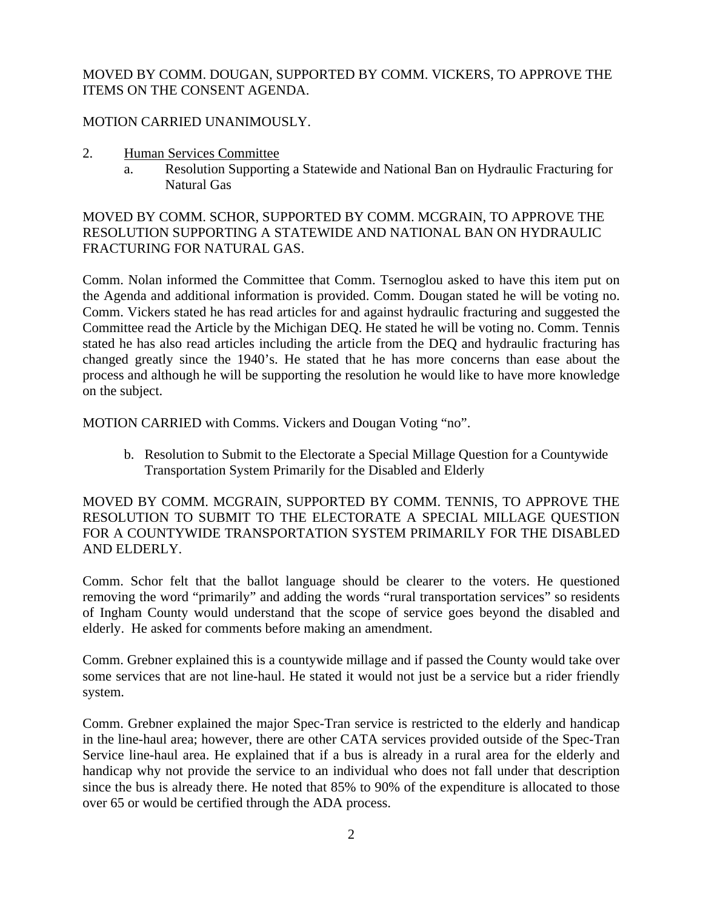MOVED BY COMM. DOUGAN, SUPPORTED BY COMM. VICKERS, TO APPROVE THE ITEMS ON THE CONSENT AGENDA.

MOTION CARRIED UNANIMOUSLY.

2. <u>Human Services Committee</u>
   a. Resolution Supporting a Statewide and National Ban on Hydraulic Fracturing for Natural Gas

MOVED BY COMM. SCHOR, SUPPORTED BY COMM. MCGRAIN, TO APPROVE THE RESOLUTION SUPPORTING A STATEWIDE AND NATIONAL BAN ON HYDRAULIC FRACTURING FOR NATURAL GAS.

Comm. Nolan informed the Committee that Comm. Tsernoglou asked to have this item put on the Agenda and additional information is provided. Comm. Dougan stated he will be voting no. Comm. Vickers stated he has read articles for and against hydraulic fracturing and suggested the Committee read the Article by the Michigan DEQ. He stated he will be voting no. Comm. Tennis stated he has also read articles including the article from the DEQ and hydraulic fracturing has changed greatly since the 1940's. He stated that he has more concerns than ease about the process and although he will be supporting the resolution he would like to have more knowledge on the subject.

MOTION CARRIED with Comms. Vickers and Dougan Voting "no".

   b. Resolution to Submit to the Electorate a Special Millage Question for a Countywide Transportation System Primarily for the Disabled and Elderly

MOVED BY COMM. MCGRAIN, SUPPORTED BY COMM. TENNIS, TO APPROVE THE RESOLUTION TO SUBMIT TO THE ELECTORATE A SPECIAL MILLAGE QUESTION FOR A COUNTYWIDE TRANSPORTATION SYSTEM PRIMARILY FOR THE DISABLED AND ELDERLY.

Comm. Schor felt that the ballot language should be clearer to the voters. He questioned removing the word "primarily" and adding the words "rural transportation services" so residents of Ingham County would understand that the scope of service goes beyond the disabled and elderly. He asked for comments before making an amendment.

Comm. Grebner explained this is a countywide millage and if passed the County would take over some services that are not line-haul. He stated it would not just be a service but a rider friendly system.

Comm. Grebner explained the major Spec-Tran service is restricted to the elderly and handicap in the line-haul area; however, there are other CATA services provided outside of the Spec-Tran Service line-haul area. He explained that if a bus is already in a rural area for the elderly and handicap why not provide the service to an individual who does not fall under that description since the bus is already there. He noted that 85% to 90% of the expenditure is allocated to those over 65 or would be certified through the ADA process.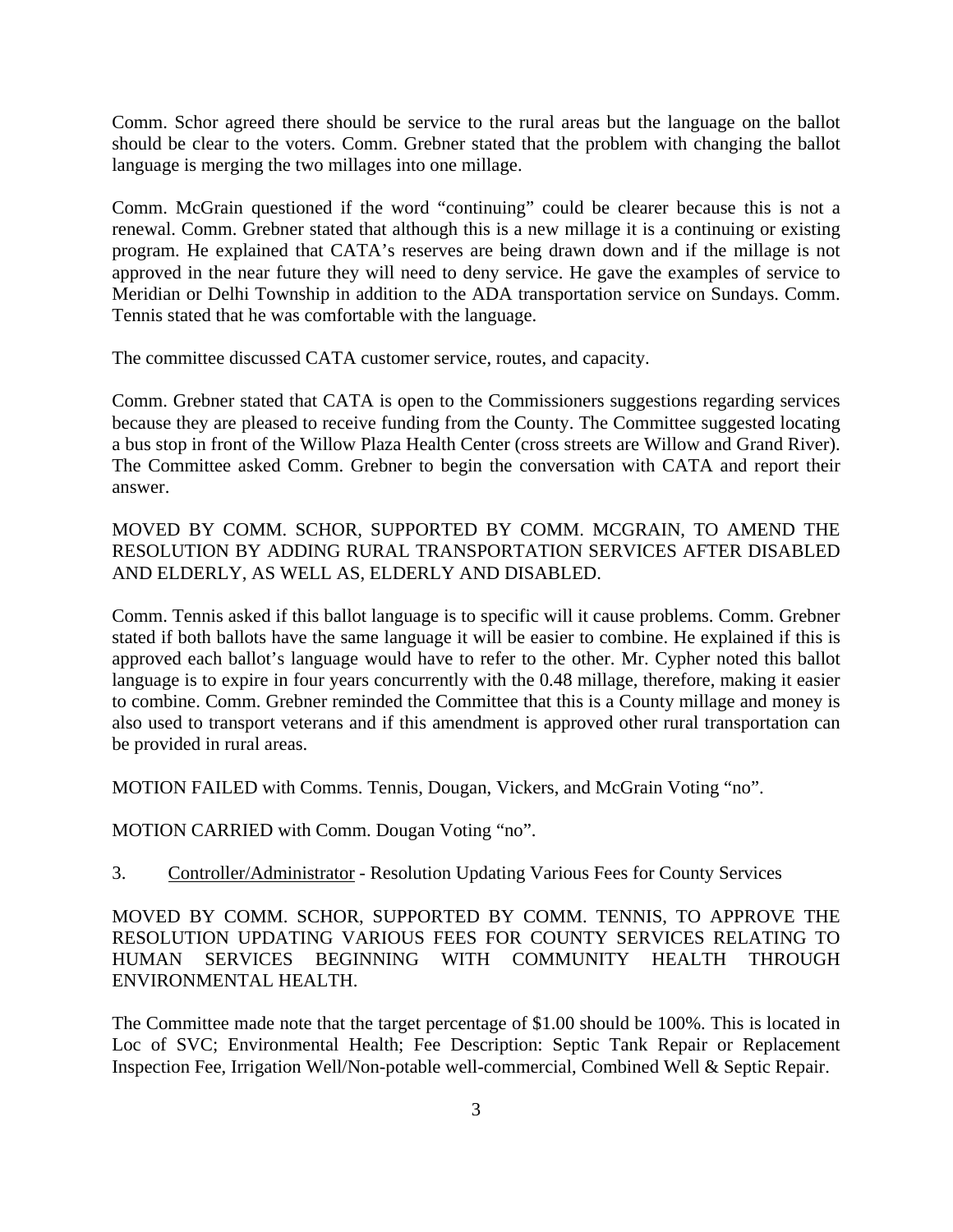Comm. Schor agreed there should be service to the rural areas but the language on the ballot should be clear to the voters. Comm. Grebner stated that the problem with changing the ballot language is merging the two millages into one millage.

Comm. McGrain questioned if the word "continuing" could be clearer because this is not a renewal. Comm. Grebner stated that although this is a new millage it is a continuing or existing program. He explained that CATA's reserves are being drawn down and if the millage is not approved in the near future they will need to deny service. He gave the examples of service to Meridian or Delhi Township in addition to the ADA transportation service on Sundays. Comm. Tennis stated that he was comfortable with the language.

The committee discussed CATA customer service, routes, and capacity.

Comm. Grebner stated that CATA is open to the Commissioners suggestions regarding services because they are pleased to receive funding from the County. The Committee suggested locating a bus stop in front of the Willow Plaza Health Center (cross streets are Willow and Grand River). The Committee asked Comm. Grebner to begin the conversation with CATA and report their answer.

MOVED BY COMM. SCHOR, SUPPORTED BY COMM. MCGRAIN, TO AMEND THE RESOLUTION BY ADDING RURAL TRANSPORTATION SERVICES AFTER DISABLED AND ELDERLY, AS WELL AS, ELDERLY AND DISABLED.

Comm. Tennis asked if this ballot language is to specific will it cause problems. Comm. Grebner stated if both ballots have the same language it will be easier to combine. He explained if this is approved each ballot's language would have to refer to the other. Mr. Cypher noted this ballot language is to expire in four years concurrently with the 0.48 millage, therefore, making it easier to combine. Comm. Grebner reminded the Committee that this is a County millage and money is also used to transport veterans and if this amendment is approved other rural transportation can be provided in rural areas.

MOTION FAILED with Comms. Tennis, Dougan, Vickers, and McGrain Voting "no".

MOTION CARRIED with Comm. Dougan Voting "no".

3. Controller/Administrator - Resolution Updating Various Fees for County Services

MOVED BY COMM. SCHOR, SUPPORTED BY COMM. TENNIS, TO APPROVE THE RESOLUTION UPDATING VARIOUS FEES FOR COUNTY SERVICES RELATING TO HUMAN SERVICES BEGINNING WITH COMMUNITY HEALTH THROUGH ENVIRONMENTAL HEALTH.

The Committee made note that the target percentage of $1.00 should be 100%. This is located in Loc of SVC; Environmental Health; Fee Description: Septic Tank Repair or Replacement Inspection Fee, Irrigation Well/Non-potable well-commercial, Combined Well & Septic Repair.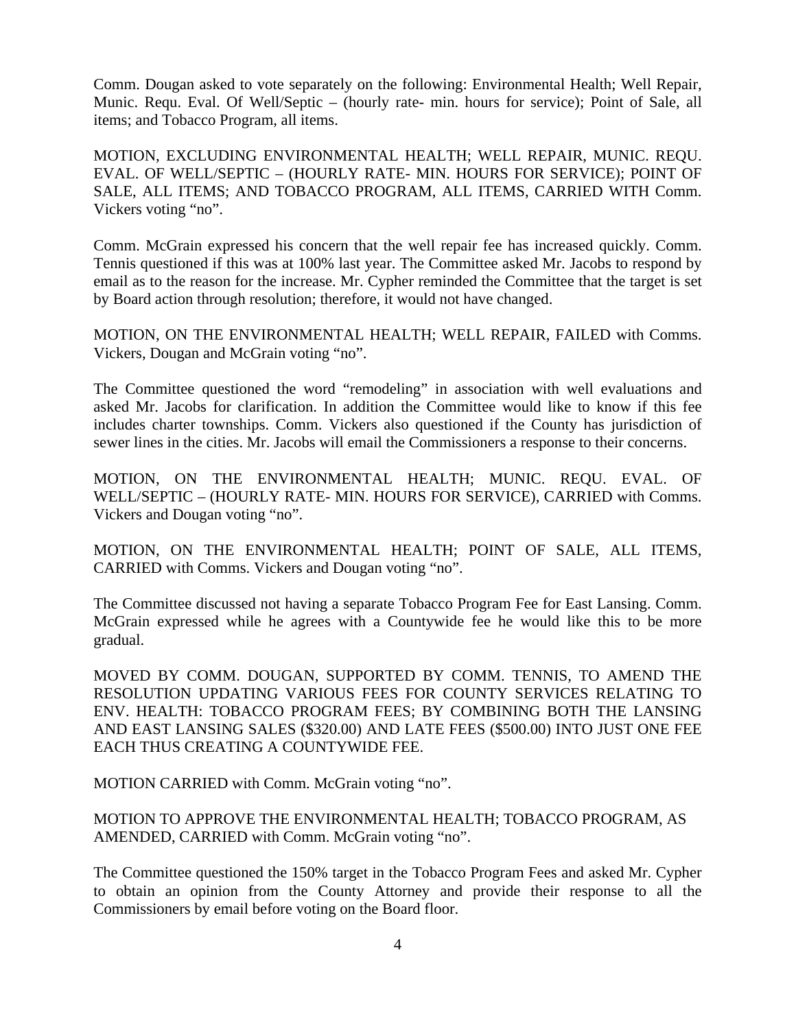Comm. Dougan asked to vote separately on the following: Environmental Health; Well Repair, Munic. Requ. Eval. Of Well/Septic – (hourly rate- min. hours for service); Point of Sale, all items; and Tobacco Program, all items.

MOTION, EXCLUDING ENVIRONMENTAL HEALTH; WELL REPAIR, MUNIC. REQU. EVAL. OF WELL/SEPTIC – (HOURLY RATE- MIN. HOURS FOR SERVICE); POINT OF SALE, ALL ITEMS; AND TOBACCO PROGRAM, ALL ITEMS, CARRIED WITH Comm. Vickers voting "no".

Comm. McGrain expressed his concern that the well repair fee has increased quickly. Comm. Tennis questioned if this was at 100% last year. The Committee asked Mr. Jacobs to respond by email as to the reason for the increase. Mr. Cypher reminded the Committee that the target is set by Board action through resolution; therefore, it would not have changed.

MOTION, ON THE ENVIRONMENTAL HEALTH; WELL REPAIR, FAILED with Comms. Vickers, Dougan and McGrain voting "no".

The Committee questioned the word "remodeling" in association with well evaluations and asked Mr. Jacobs for clarification. In addition the Committee would like to know if this fee includes charter townships. Comm. Vickers also questioned if the County has jurisdiction of sewer lines in the cities. Mr. Jacobs will email the Commissioners a response to their concerns.

MOTION, ON THE ENVIRONMENTAL HEALTH; MUNIC. REQU. EVAL. OF WELL/SEPTIC – (HOURLY RATE- MIN. HOURS FOR SERVICE), CARRIED with Comms. Vickers and Dougan voting "no".

MOTION, ON THE ENVIRONMENTAL HEALTH; POINT OF SALE, ALL ITEMS, CARRIED with Comms. Vickers and Dougan voting "no".

The Committee discussed not having a separate Tobacco Program Fee for East Lansing. Comm. McGrain expressed while he agrees with a Countywide fee he would like this to be more gradual.

MOVED BY COMM. DOUGAN, SUPPORTED BY COMM. TENNIS, TO AMEND THE RESOLUTION UPDATING VARIOUS FEES FOR COUNTY SERVICES RELATING TO ENV. HEALTH: TOBACCO PROGRAM FEES; BY COMBINING BOTH THE LANSING AND EAST LANSING SALES ($320.00) AND LATE FEES ($500.00) INTO JUST ONE FEE EACH THUS CREATING A COUNTYWIDE FEE.

MOTION CARRIED with Comm. McGrain voting "no".

MOTION TO APPROVE THE ENVIRONMENTAL HEALTH; TOBACCO PROGRAM, AS AMENDED, CARRIED with Comm. McGrain voting "no".

The Committee questioned the 150% target in the Tobacco Program Fees and asked Mr. Cypher to obtain an opinion from the County Attorney and provide their response to all the Commissioners by email before voting on the Board floor.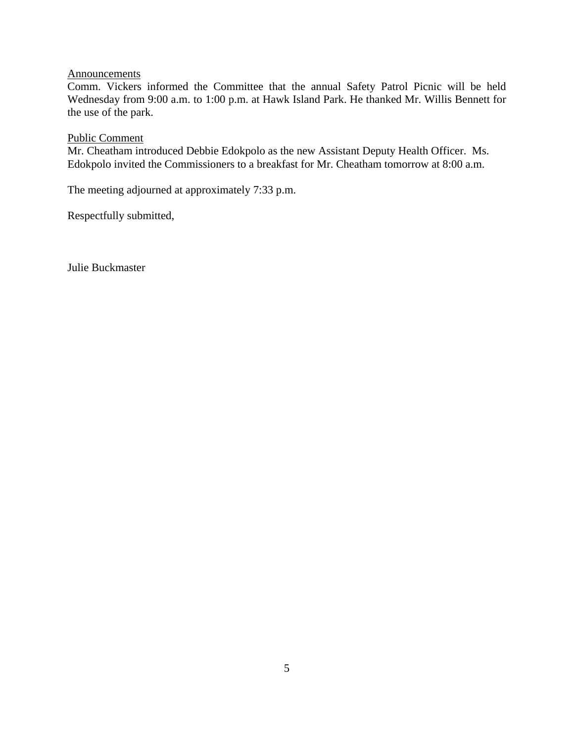<u>Announcements</u>

Comm. Vickers informed the Committee that the annual Safety Patrol Picnic will be held Wednesday from 9:00 a.m. to 1:00 p.m. at Hawk Island Park. He thanked Mr. Willis Bennett for the use of the park.

<u>Public Comment</u>

Mr. Cheatham introduced Debbie Edokpolo as the new Assistant Deputy Health Officer. Ms. Edokpolo invited the Commissioners to a breakfast for Mr. Cheatham tomorrow at 8:00 a.m.

The meeting adjourned at approximately 7:33 p.m.

Respectfully submitted,

Julie Buckmaster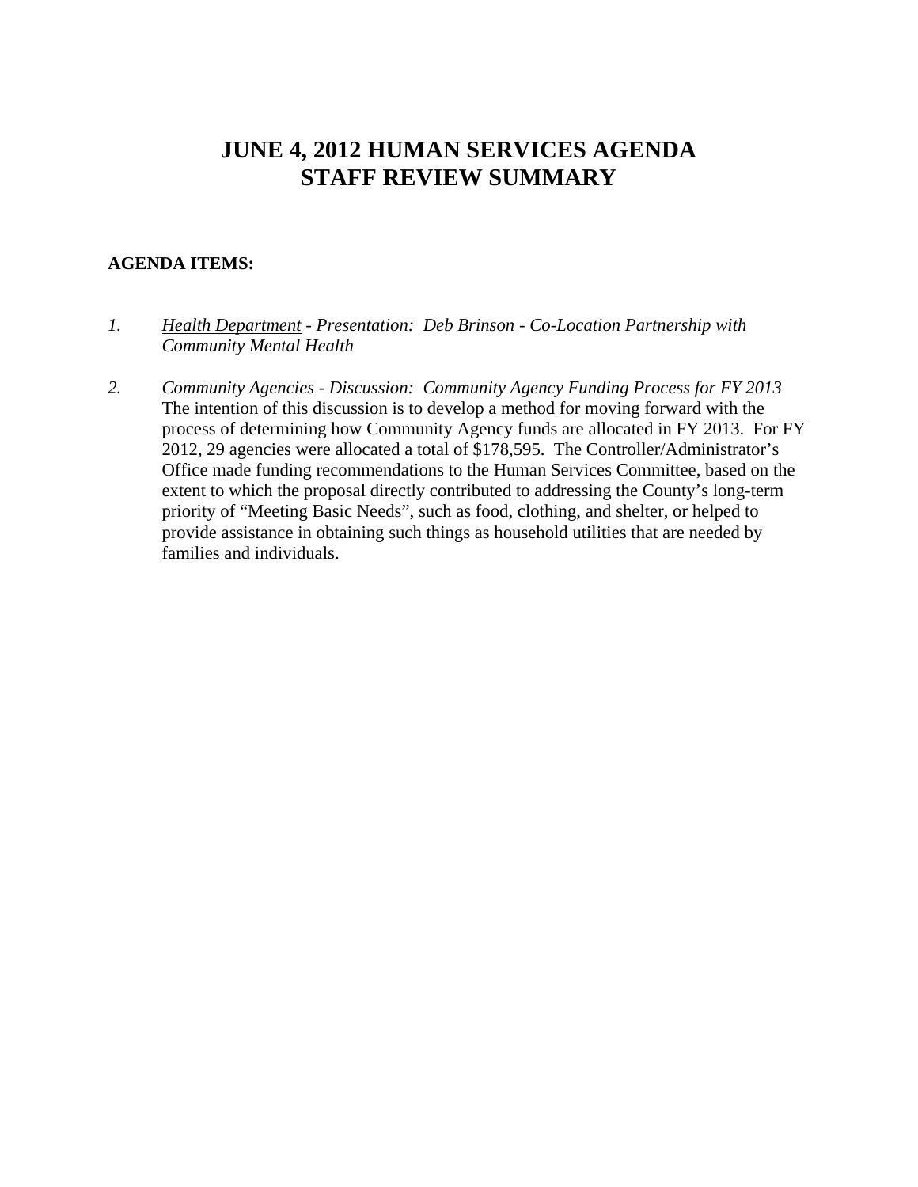# JUNE 4, 2012 HUMAN SERVICES AGENDA
# STAFF REVIEW SUMMARY

**AGENDA ITEMS:**

1. *Health Department - Presentation: Deb Brinson - Co-Location Partnership with Community Mental Health*

2. *Community Agencies - Discussion: Community Agency Funding Process for FY 2013*
   The intention of this discussion is to develop a method for moving forward with the process of determining how Community Agency funds are allocated in FY 2013. For FY 2012, 29 agencies were allocated a total of $178,595. The Controller/Administrator's Office made funding recommendations to the Human Services Committee, based on the extent to which the proposal directly contributed to addressing the County's long-term priority of "Meeting Basic Needs", such as food, clothing, and shelter, or helped to provide assistance in obtaining such things as household utilities that are needed by families and individuals.